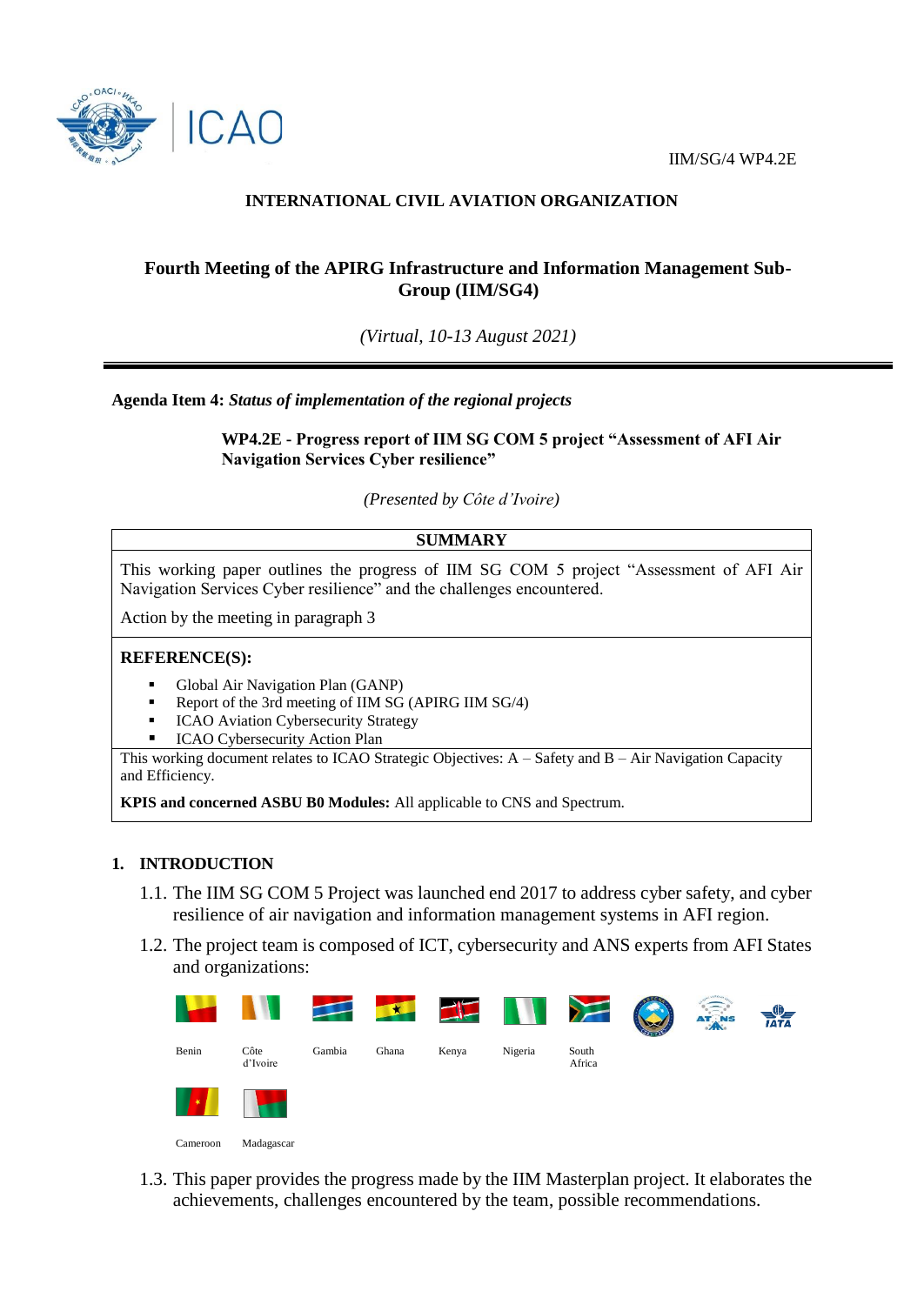IIM/SG/4 WP4.2E

**INTERNATIONAL CIVIL AVIATION ORGANIZATION**

# Fourth Meeting of the APIRG Infrastructure and Information Management Sub-Group (IIM/SG4)

*(Virtual, 10-13 August 2021)*

**Agenda Item 4:** ***Status of implementation of the regional projects***

**WP4.2E - Progress report of IIM SG COM 5 project "Assessment of AFI Air Navigation Services Cyber resilience"**

*(Presented by Côte d'Ivoire)*

| SUMMARY |
|---|
| This working paper outlines the progress of IIM SG COM 5 project "Assessment of AFI Air Navigation Services Cyber resilience" and the challenges encountered.<br><br>Action by the meeting in paragraph 3 |
| **REFERENCE(S):**<br>▪ Global Air Navigation Plan (GANP)<br>▪ Report of the 3rd meeting of IIM SG (APIRG IIM SG/4)<br>▪ ICAO Aviation Cybersecurity Strategy<br>▪ ICAO Cybersecurity Action Plan |
| This working document relates to ICAO Strategic Objectives: A – Safety and B – Air Navigation Capacity and Efficiency.<br><br>**KPIS and concerned ASBU B0 Modules:** All applicable to CNS and Spectrum. |

## 1. INTRODUCTION

1.1. The IIM SG COM 5 Project was launched end 2017 to address cyber safety, and cyber resilience of air navigation and information management systems in AFI region.

1.2. The project team is composed of ICT, cybersecurity and ANS experts from AFI States and organizations:

Benin, Côte d'Ivoire, Gambia, Ghana, Kenya, Nigeria, South Africa

Cameroon, Madagascar

1.3. This paper provides the progress made by the IIM Masterplan project. It elaborates the achievements, challenges encountered by the team, possible recommendations.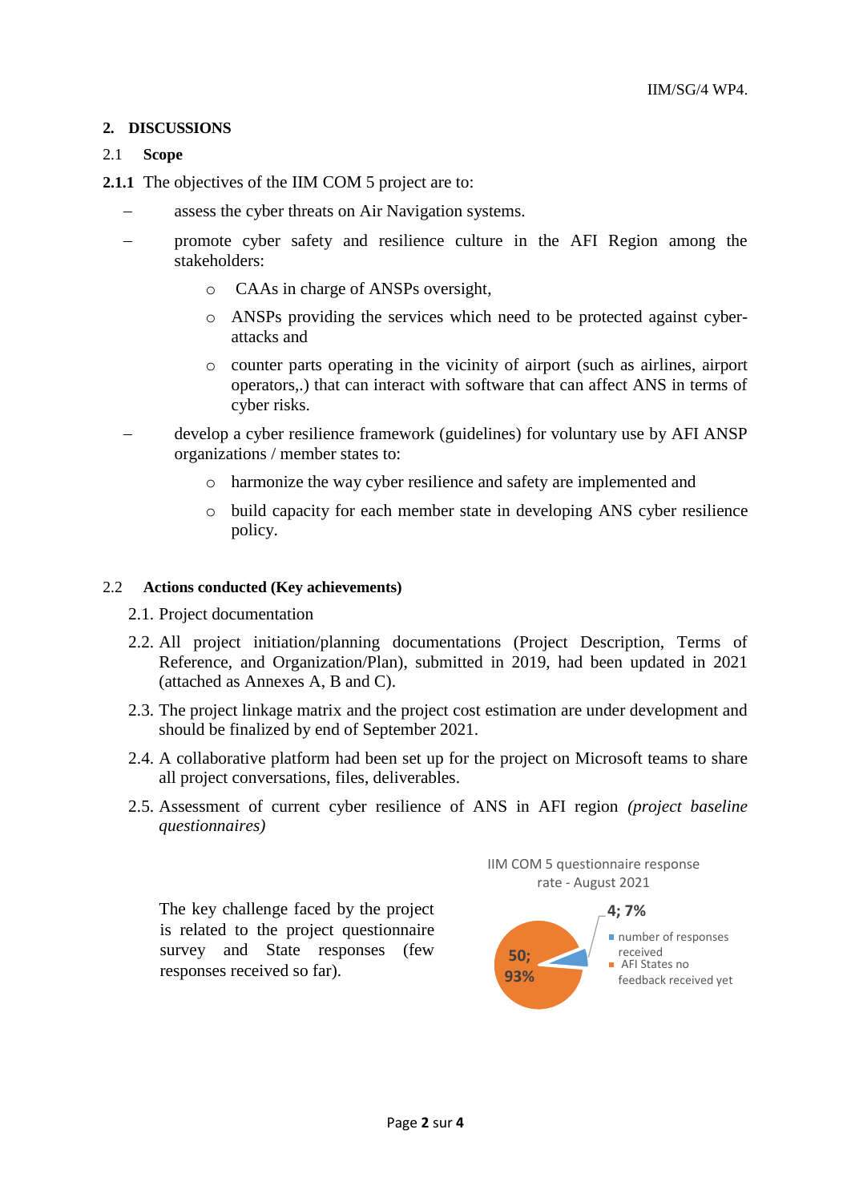## 2. DISCUSSIONS

### 2.1 Scope

**2.1.1** The objectives of the IIM COM 5 project are to:

- assess the cyber threats on Air Navigation systems.
- promote cyber safety and resilience culture in the AFI Region among the stakeholders:
  - CAAs in charge of ANSPs oversight,
  - ANSPs providing the services which need to be protected against cyber-attacks and
  - counter parts operating in the vicinity of airport (such as airlines, airport operators,.) that can interact with software that can affect ANS in terms of cyber risks.
- develop a cyber resilience framework (guidelines) for voluntary use by AFI ANSP organizations / member states to:
  - harmonize the way cyber resilience and safety are implemented and
  - build capacity for each member state in developing ANS cyber resilience policy.

### 2.2 Actions conducted (Key achievements)

2.1. Project documentation

2.2. All project initiation/planning documentations (Project Description, Terms of Reference, and Organization/Plan), submitted in 2019, had been updated in 2021 (attached as Annexes A, B and C).

2.3. The project linkage matrix and the project cost estimation are under development and should be finalized by end of September 2021.

2.4. A collaborative platform had been set up for the project on Microsoft teams to share all project conversations, files, deliverables.

2.5. Assessment of current cyber resilience of ANS in AFI region *(project baseline questionnaires)*

The key challenge faced by the project is related to the project questionnaire survey and State responses (few responses received so far).

IIM COM 5 questionnaire response rate - August 2021

- number of responses received: 4; 7%
- AFI States no feedback received yet: 50; 93%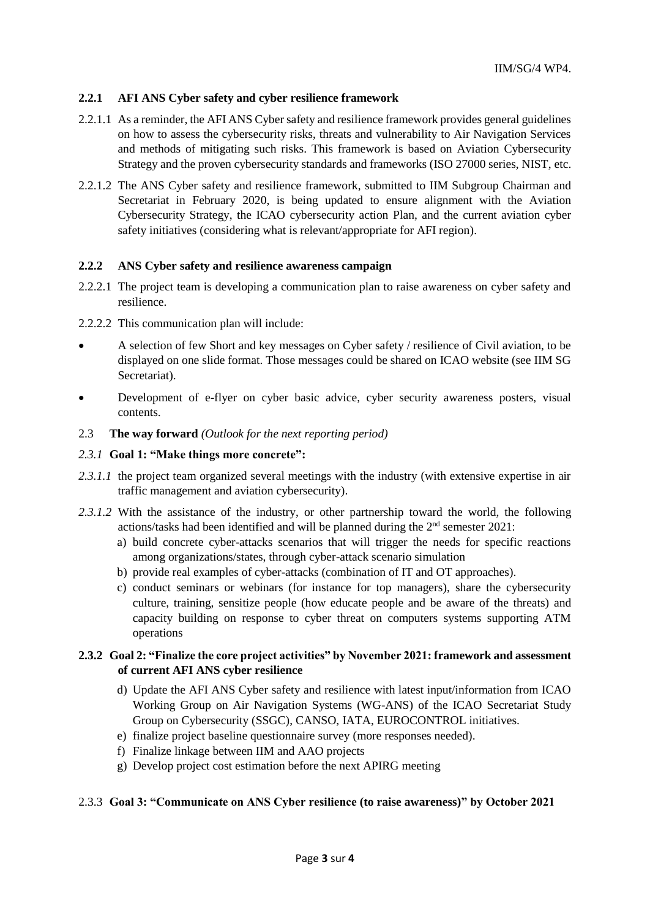### 2.2.1 AFI ANS Cyber safety and cyber resilience framework

2.2.1.1 As a reminder, the AFI ANS Cyber safety and resilience framework provides general guidelines on how to assess the cybersecurity risks, threats and vulnerability to Air Navigation Services and methods of mitigating such risks. This framework is based on Aviation Cybersecurity Strategy and the proven cybersecurity standards and frameworks (ISO 27000 series, NIST, etc.

2.2.1.2 The ANS Cyber safety and resilience framework, submitted to IIM Subgroup Chairman and Secretariat in February 2020, is being updated to ensure alignment with the Aviation Cybersecurity Strategy, the ICAO cybersecurity action Plan, and the current aviation cyber safety initiatives (considering what is relevant/appropriate for AFI region).

### 2.2.2 ANS Cyber safety and resilience awareness campaign

2.2.2.1 The project team is developing a communication plan to raise awareness on cyber safety and resilience.

2.2.2.2 This communication plan will include:

- A selection of few Short and key messages on Cyber safety / resilience of Civil aviation, to be displayed on one slide format. Those messages could be shared on ICAO website (see IIM SG Secretariat).
- Development of e-flyer on cyber basic advice, cyber security awareness posters, visual contents.

## 2.3 **The way forward** *(Outlook for the next reporting period)*

### *2.3.1* Goal 1: "Make things more concrete":

*2.3.1.1* the project team organized several meetings with the industry (with extensive expertise in air traffic management and aviation cybersecurity).

*2.3.1.2* With the assistance of the industry, or other partnership toward the world, the following actions/tasks had been identified and will be planned during the 2nd semester 2021:

a) build concrete cyber-attacks scenarios that will trigger the needs for specific reactions among organizations/states, through cyber-attack scenario simulation
b) provide real examples of cyber-attacks (combination of IT and OT approaches).
c) conduct seminars or webinars (for instance for top managers), share the cybersecurity culture, training, sensitize people (how educate people and be aware of the threats) and capacity building on response to cyber threat on computers systems supporting ATM operations

### 2.3.2 Goal 2: "Finalize the core project activities" by November 2021: framework and assessment of current AFI ANS cyber resilience

d) Update the AFI ANS Cyber safety and resilience with latest input/information from ICAO Working Group on Air Navigation Systems (WG-ANS) of the ICAO Secretariat Study Group on Cybersecurity (SSGC), CANSO, IATA, EUROCONTROL initiatives.
e) finalize project baseline questionnaire survey (more responses needed).
f) Finalize linkage between IIM and AAO projects
g) Develop project cost estimation before the next APIRG meeting

### 2.3.3 **Goal 3: "Communicate on ANS Cyber resilience (to raise awareness)" by October 2021**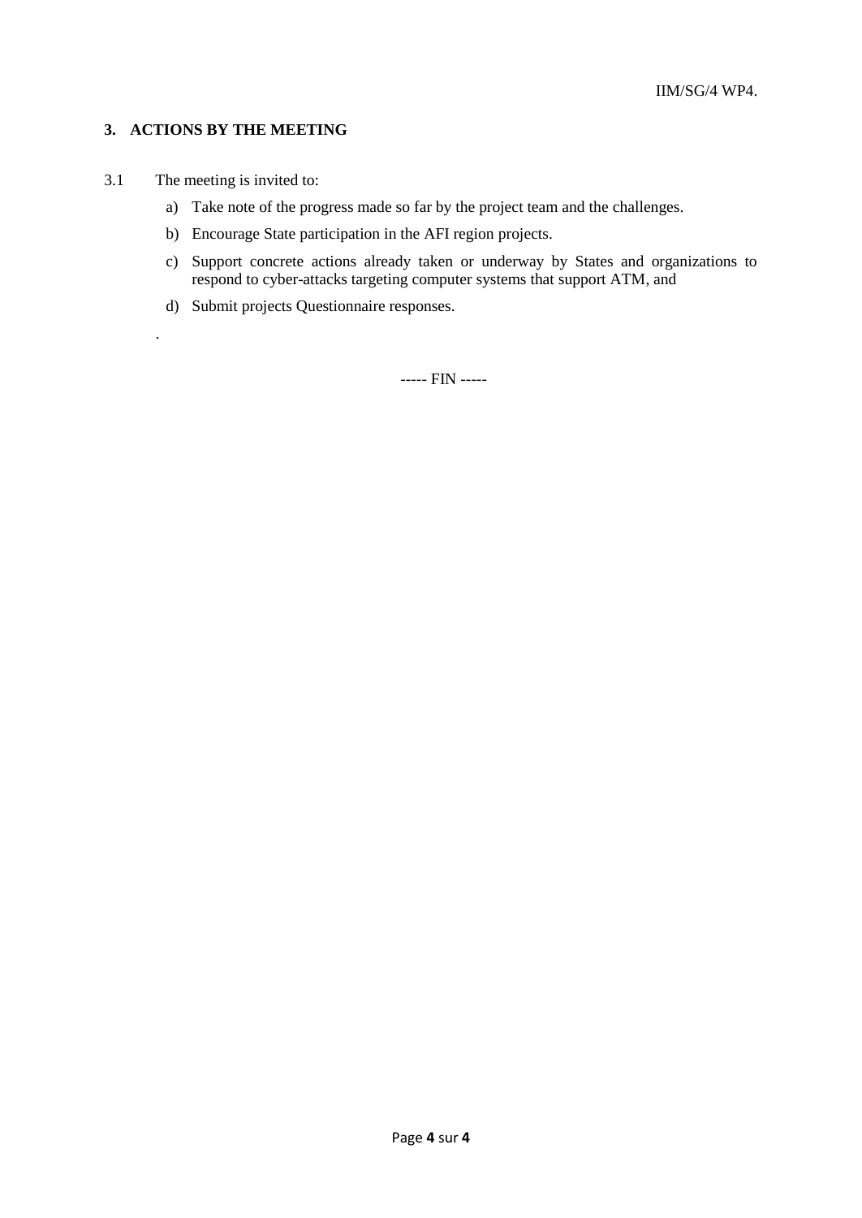## 3. ACTIONS BY THE MEETING

3.1 The meeting is invited to:

a) Take note of the progress made so far by the project team and the challenges.

b) Encourage State participation in the AFI region projects.

c) Support concrete actions already taken or underway by States and organizations to respond to cyber-attacks targeting computer systems that support ATM, and

d) Submit projects Questionnaire responses.

.

----- FIN -----